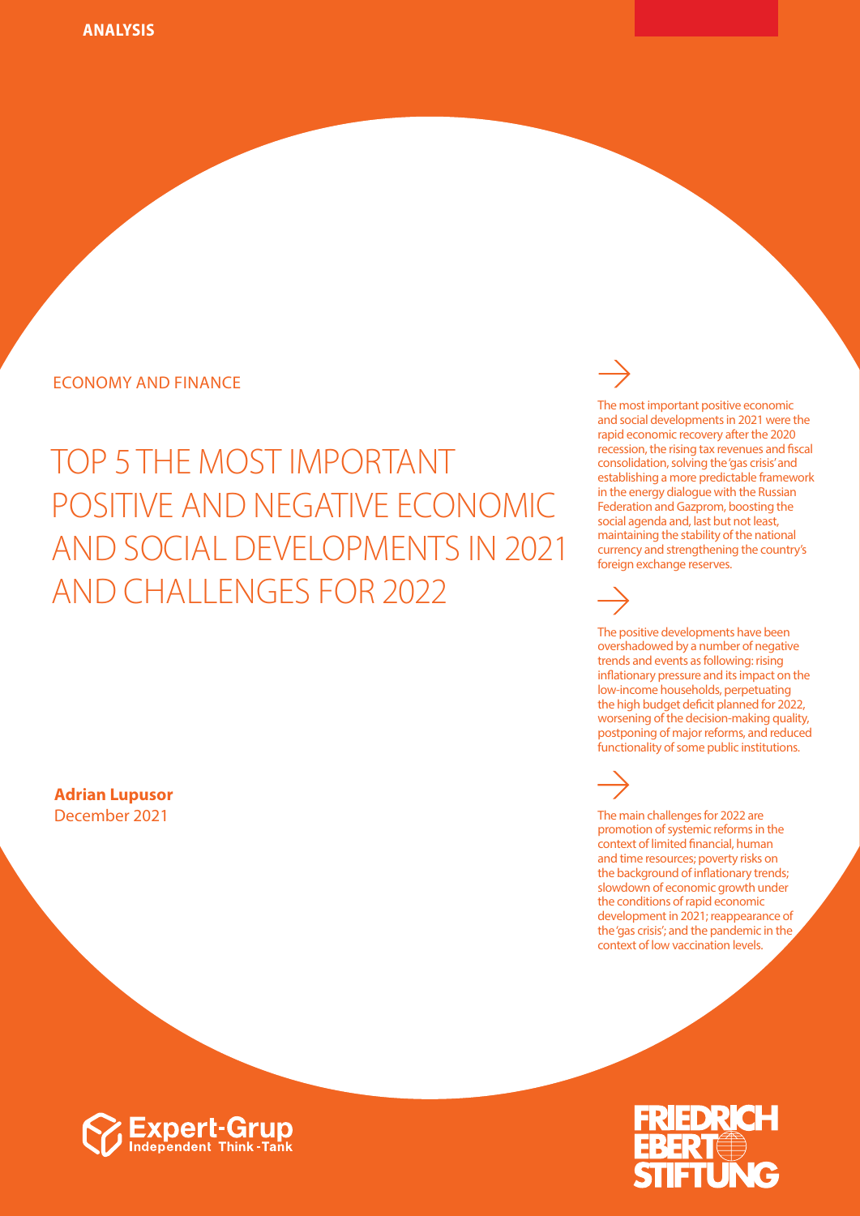ANALYSIS

ECONOMY AND FINANCE

# TOP 5 THE MOST IMPORTANT POSITIVE AND NEGATIVE ECONOMIC AND SOCIAL DEVELOPMENTS IN 2021 AND CHALLENGES FOR 2022

**Adrian Lupusor**
December 2021

→

The most important positive economic and social developments in 2021 were the rapid economic recovery after the 2020 recession, the rising tax revenues and fiscal consolidation, solving the 'gas crisis' and establishing a more predictable framework in the energy dialogue with the Russian Federation and Gazprom, boosting the social agenda and, last but not least, maintaining the stability of the national currency and strengthening the country's foreign exchange reserves.

→

The positive developments have been overshadowed by a number of negative trends and events as following: rising inflationary pressure and its impact on the low-income households, perpetuating the high budget deficit planned for 2022, worsening of the decision-making quality, postponing of major reforms, and reduced functionality of some public institutions.

→

The main challenges for 2022 are promotion of systemic reforms in the context of limited financial, human and time resources; poverty risks on the background of inflationary trends; slowdown of economic growth under the conditions of rapid economic development in 2021; reappearance of the 'gas crisis'; and the pandemic in the context of low vaccination levels.

Expert-Grup Independent Think-Tank

FRIEDRICH EBERT STIFTUNG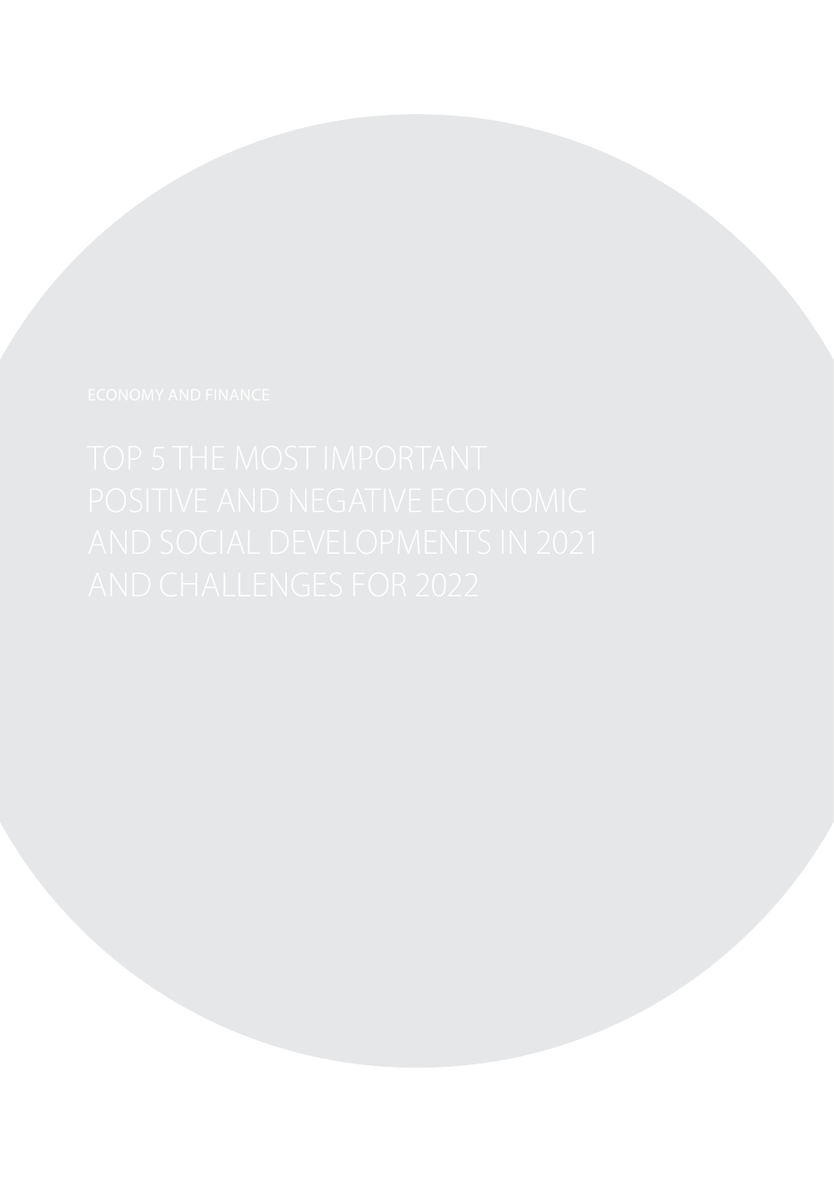ECONOMY AND FINANCE

# TOP 5 THE MOST IMPORTANT POSITIVE AND NEGATIVE ECONOMIC AND SOCIAL DEVELOPMENTS IN 2021 AND CHALLENGES FOR 2022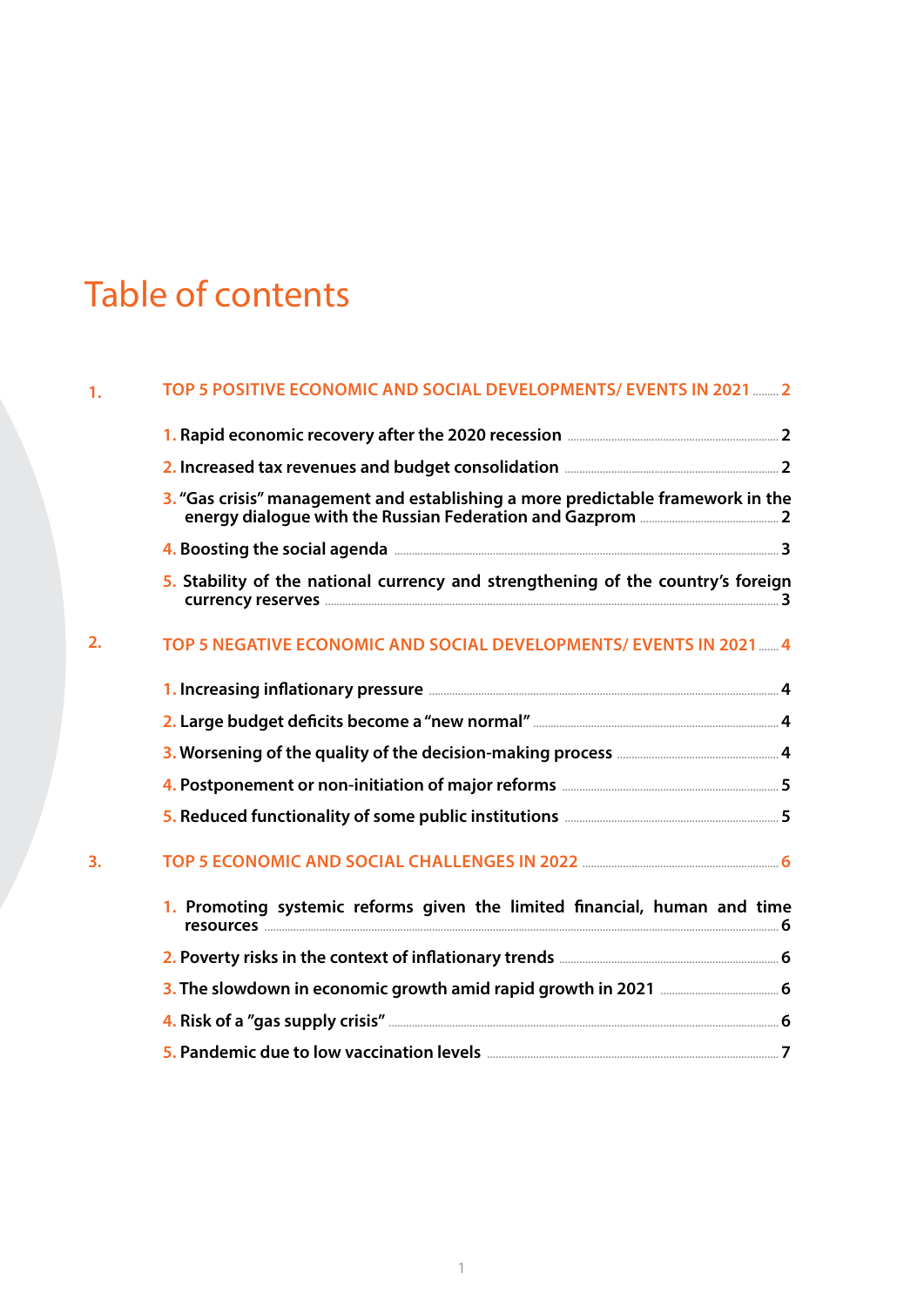# Table of contents

1. **TOP 5 POSITIVE ECONOMIC AND SOCIAL DEVELOPMENTS/ EVENTS IN 2021** ........ 2
   1. **Rapid economic recovery after the 2020 recession** ........ 2
   2. **Increased tax revenues and budget consolidation** ........ 2
   3. **"Gas crisis" management and establishing a more predictable framework in the energy dialogue with the Russian Federation and Gazprom** ........ 2
   4. **Boosting the social agenda** ........ 3
   5. **Stability of the national currency and strengthening of the country's foreign currency reserves** ........ 3

2. **TOP 5 NEGATIVE ECONOMIC AND SOCIAL DEVELOPMENTS/ EVENTS IN 2021** ........ 4
   1. **Increasing inflationary pressure** ........ 4
   2. **Large budget deficits become a "new normal"** ........ 4
   3. **Worsening of the quality of the decision-making process** ........ 4
   4. **Postponement or non-initiation of major reforms** ........ 5
   5. **Reduced functionality of some public institutions** ........ 5

3. **TOP 5 ECONOMIC AND SOCIAL CHALLENGES IN 2022** ........ 6
   1. **Promoting systemic reforms given the limited financial, human and time resources** ........ 6
   2. **Poverty risks in the context of inflationary trends** ........ 6
   3. **The slowdown in economic growth amid rapid growth in 2021** ........ 6
   4. **Risk of a "gas supply crisis"** ........ 6
   5. **Pandemic due to low vaccination levels** ........ 7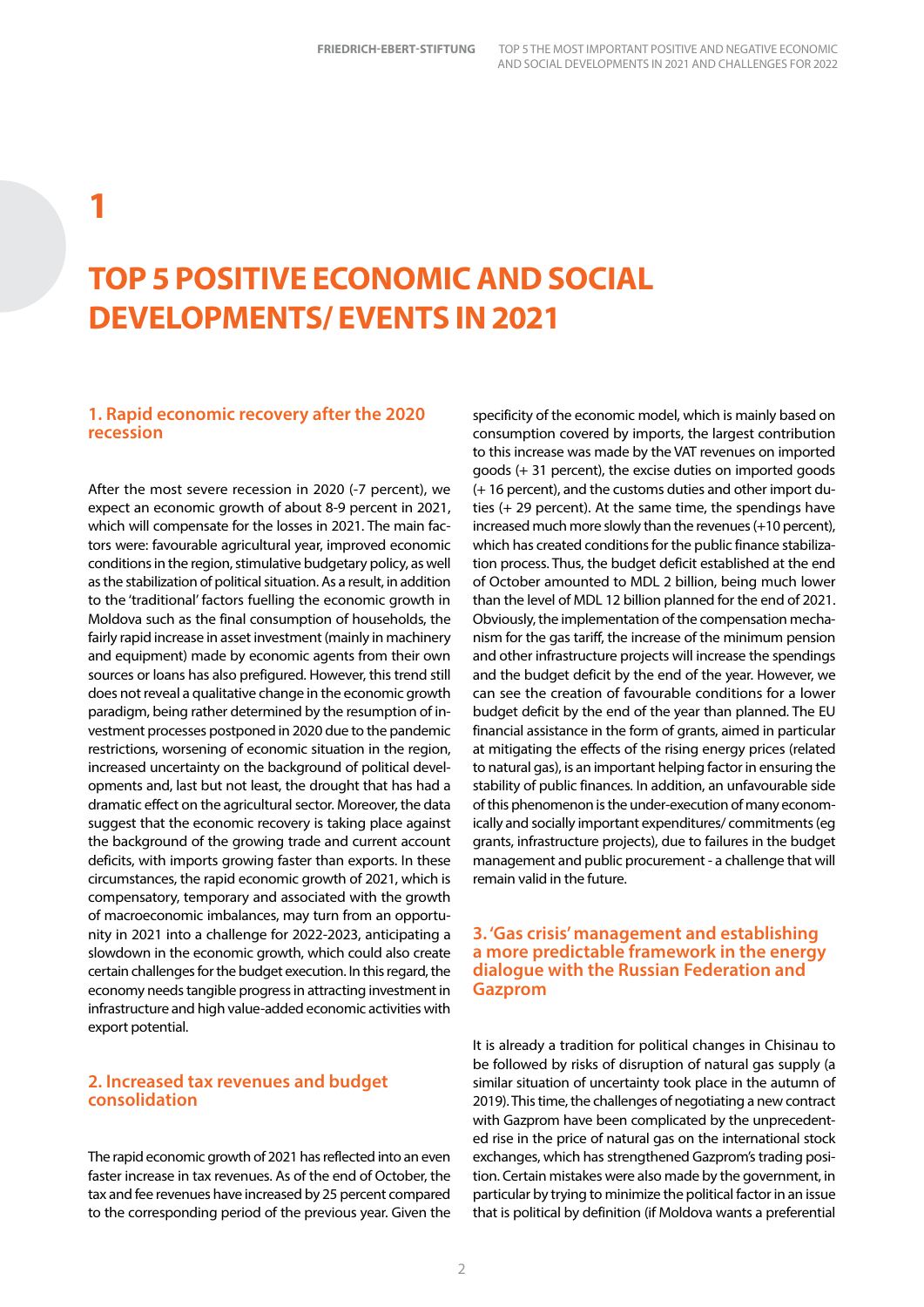# 1

# TOP 5 POSITIVE ECONOMIC AND SOCIAL DEVELOPMENTS/ EVENTS IN 2021

## 1. Rapid economic recovery after the 2020 recession

After the most severe recession in 2020 (-7 percent), we expect an economic growth of about 8-9 percent in 2021, which will compensate for the losses in 2021. The main factors were: favourable agricultural year, improved economic conditions in the region, stimulative budgetary policy, as well as the stabilization of political situation. As a result, in addition to the 'traditional' factors fuelling the economic growth in Moldova such as the final consumption of households, the fairly rapid increase in asset investment (mainly in machinery and equipment) made by economic agents from their own sources or loans has also prefigured. However, this trend still does not reveal a qualitative change in the economic growth paradigm, being rather determined by the resumption of investment processes postponed in 2020 due to the pandemic restrictions, worsening of economic situation in the region, increased uncertainty on the background of political developments and, last but not least, the drought that has had a dramatic effect on the agricultural sector. Moreover, the data suggest that the economic recovery is taking place against the background of the growing trade and current account deficits, with imports growing faster than exports. In these circumstances, the rapid economic growth of 2021, which is compensatory, temporary and associated with the growth of macroeconomic imbalances, may turn from an opportunity in 2021 into a challenge for 2022-2023, anticipating a slowdown in the economic growth, which could also create certain challenges for the budget execution. In this regard, the economy needs tangible progress in attracting investment in infrastructure and high value-added economic activities with export potential.

## 2. Increased tax revenues and budget consolidation

The rapid economic growth of 2021 has reflected into an even faster increase in tax revenues. As of the end of October, the tax and fee revenues have increased by 25 percent compared to the corresponding period of the previous year. Given the specificity of the economic model, which is mainly based on consumption covered by imports, the largest contribution to this increase was made by the VAT revenues on imported goods (+ 31 percent), the excise duties on imported goods (+ 16 percent), and the customs duties and other import duties (+ 29 percent). At the same time, the spendings have increased much more slowly than the revenues (+10 percent), which has created conditions for the public finance stabilization process. Thus, the budget deficit established at the end of October amounted to MDL 2 billion, being much lower than the level of MDL 12 billion planned for the end of 2021. Obviously, the implementation of the compensation mechanism for the gas tariff, the increase of the minimum pension and other infrastructure projects will increase the spendings and the budget deficit by the end of the year. However, we can see the creation of favourable conditions for a lower budget deficit by the end of the year than planned. The EU financial assistance in the form of grants, aimed in particular at mitigating the effects of the rising energy prices (related to natural gas), is an important helping factor in ensuring the stability of public finances. In addition, an unfavourable side of this phenomenon is the under-execution of many economically and socially important expenditures/ commitments (eg grants, infrastructure projects), due to failures in the budget management and public procurement - a challenge that will remain valid in the future.

## 3. 'Gas crisis' management and establishing a more predictable framework in the energy dialogue with the Russian Federation and Gazprom

It is already a tradition for political changes in Chisinau to be followed by risks of disruption of natural gas supply (a similar situation of uncertainty took place in the autumn of 2019). This time, the challenges of negotiating a new contract with Gazprom have been complicated by the unprecedented rise in the price of natural gas on the international stock exchanges, which has strengthened Gazprom's trading position. Certain mistakes were also made by the government, in particular by trying to minimize the political factor in an issue that is political by definition (if Moldova wants a preferential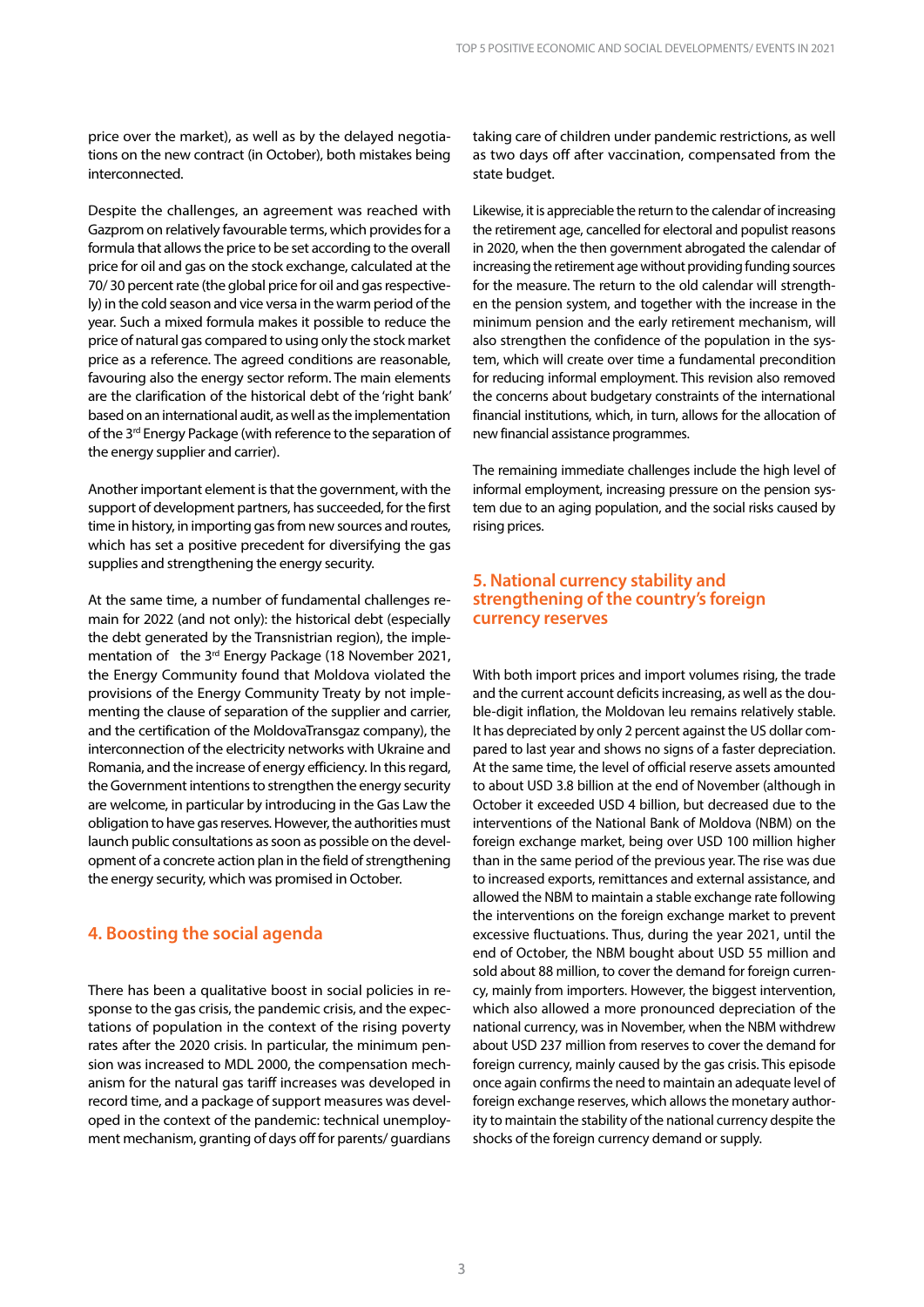price over the market), as well as by the delayed negotiations on the new contract (in October), both mistakes being interconnected.

Despite the challenges, an agreement was reached with Gazprom on relatively favourable terms, which provides for a formula that allows the price to be set according to the overall price for oil and gas on the stock exchange, calculated at the 70/ 30 percent rate (the global price for oil and gas respectively) in the cold season and vice versa in the warm period of the year. Such a mixed formula makes it possible to reduce the price of natural gas compared to using only the stock market price as a reference. The agreed conditions are reasonable, favouring also the energy sector reform. The main elements are the clarification of the historical debt of the 'right bank' based on an international audit, as well as the implementation of the 3rd Energy Package (with reference to the separation of the energy supplier and carrier).

Another important element is that the government, with the support of development partners, has succeeded, for the first time in history, in importing gas from new sources and routes, which has set a positive precedent for diversifying the gas supplies and strengthening the energy security.

At the same time, a number of fundamental challenges remain for 2022 (and not only): the historical debt (especially the debt generated by the Transnistrian region), the implementation of the 3rd Energy Package (18 November 2021, the Energy Community found that Moldova violated the provisions of the Energy Community Treaty by not implementing the clause of separation of the supplier and carrier, and the certification of the MoldovaTransgaz company), the interconnection of the electricity networks with Ukraine and Romania, and the increase of energy efficiency. In this regard, the Government intentions to strengthen the energy security are welcome, in particular by introducing in the Gas Law the obligation to have gas reserves. However, the authorities must launch public consultations as soon as possible on the development of a concrete action plan in the field of strengthening the energy security, which was promised in October.

## 4. Boosting the social agenda

There has been a qualitative boost in social policies in response to the gas crisis, the pandemic crisis, and the expectations of population in the context of the rising poverty rates after the 2020 crisis. In particular, the minimum pension was increased to MDL 2000, the compensation mechanism for the natural gas tariff increases was developed in record time, and a package of support measures was developed in the context of the pandemic: technical unemployment mechanism, granting of days off for parents/ guardians taking care of children under pandemic restrictions, as well as two days off after vaccination, compensated from the state budget.

Likewise, it is appreciable the return to the calendar of increasing the retirement age, cancelled for electoral and populist reasons in 2020, when the then government abrogated the calendar of increasing the retirement age without providing funding sources for the measure. The return to the old calendar will strengthen the pension system, and together with the increase in the minimum pension and the early retirement mechanism, will also strengthen the confidence of the population in the system, which will create over time a fundamental precondition for reducing informal employment. This revision also removed the concerns about budgetary constraints of the international financial institutions, which, in turn, allows for the allocation of new financial assistance programmes.

The remaining immediate challenges include the high level of informal employment, increasing pressure on the pension system due to an aging population, and the social risks caused by rising prices.

## 5. National currency stability and strengthening of the country's foreign currency reserves

With both import prices and import volumes rising, the trade and the current account deficits increasing, as well as the double-digit inflation, the Moldovan leu remains relatively stable. It has depreciated by only 2 percent against the US dollar compared to last year and shows no signs of a faster depreciation. At the same time, the level of official reserve assets amounted to about USD 3.8 billion at the end of November (although in October it exceeded USD 4 billion, but decreased due to the interventions of the National Bank of Moldova (NBM) on the foreign exchange market, being over USD 100 million higher than in the same period of the previous year. The rise was due to increased exports, remittances and external assistance, and allowed the NBM to maintain a stable exchange rate following the interventions on the foreign exchange market to prevent excessive fluctuations. Thus, during the year 2021, until the end of October, the NBM bought about USD 55 million and sold about 88 million, to cover the demand for foreign currency, mainly from importers. However, the biggest intervention, which also allowed a more pronounced depreciation of the national currency, was in November, when the NBM withdrew about USD 237 million from reserves to cover the demand for foreign currency, mainly caused by the gas crisis. This episode once again confirms the need to maintain an adequate level of foreign exchange reserves, which allows the monetary authority to maintain the stability of the national currency despite the shocks of the foreign currency demand or supply.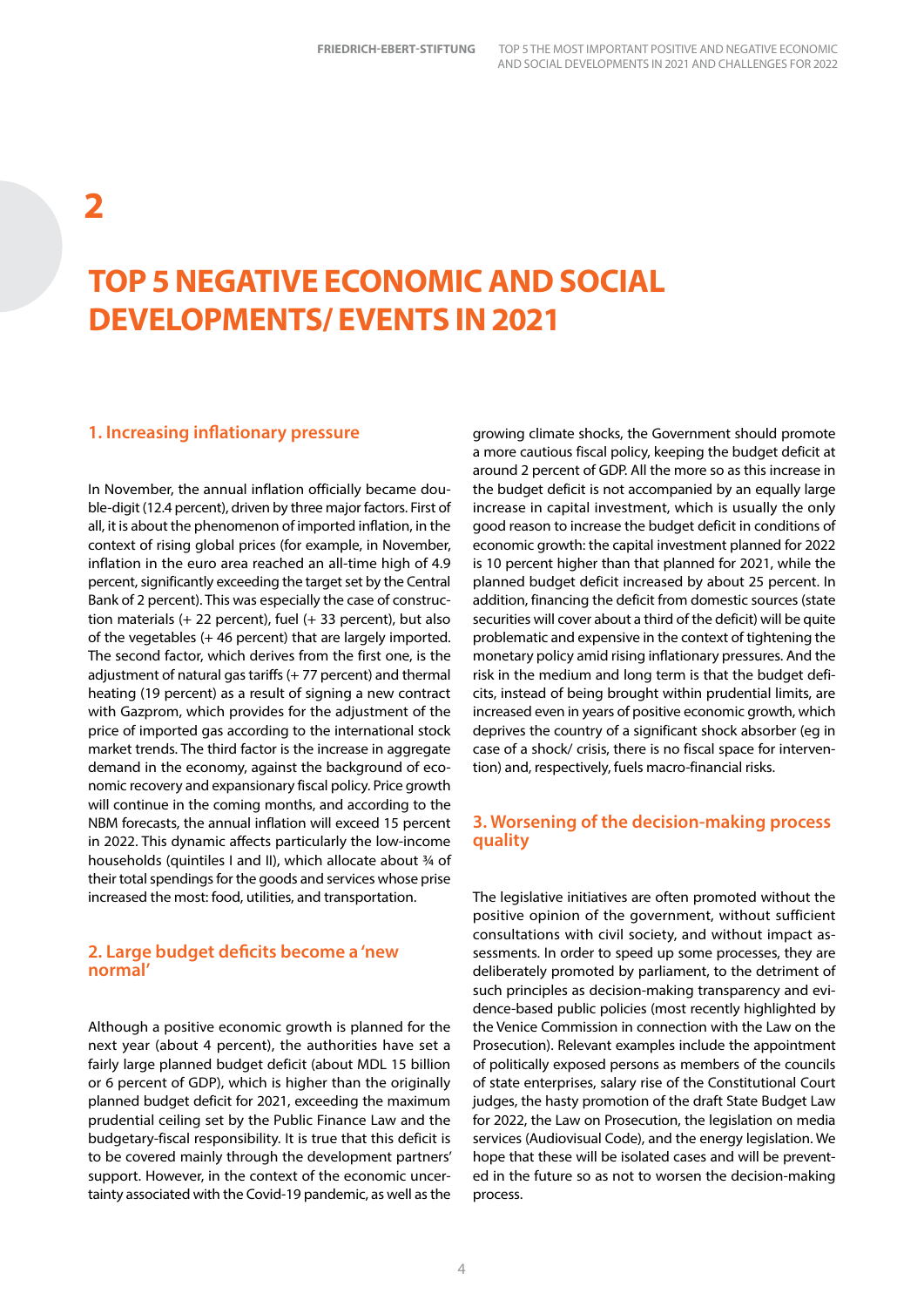# 2

# TOP 5 NEGATIVE ECONOMIC AND SOCIAL DEVELOPMENTS/ EVENTS IN 2021

## 1. Increasing inflationary pressure

In November, the annual inflation officially became double-digit (12.4 percent), driven by three major factors. First of all, it is about the phenomenon of imported inflation, in the context of rising global prices (for example, in November, inflation in the euro area reached an all-time high of 4.9 percent, significantly exceeding the target set by the Central Bank of 2 percent). This was especially the case of construction materials (+ 22 percent), fuel (+ 33 percent), but also of the vegetables (+ 46 percent) that are largely imported. The second factor, which derives from the first one, is the adjustment of natural gas tariffs (+ 77 percent) and thermal heating (19 percent) as a result of signing a new contract with Gazprom, which provides for the adjustment of the price of imported gas according to the international stock market trends. The third factor is the increase in aggregate demand in the economy, against the background of economic recovery and expansionary fiscal policy. Price growth will continue in the coming months, and according to the NBM forecasts, the annual inflation will exceed 15 percent in 2022. This dynamic affects particularly the low-income households (quintiles I and II), which allocate about ¾ of their total spendings for the goods and services whose prise increased the most: food, utilities, and transportation.

## 2. Large budget deficits become a 'new normal'

Although a positive economic growth is planned for the next year (about 4 percent), the authorities have set a fairly large planned budget deficit (about MDL 15 billion or 6 percent of GDP), which is higher than the originally planned budget deficit for 2021, exceeding the maximum prudential ceiling set by the Public Finance Law and the budgetary-fiscal responsibility. It is true that this deficit is to be covered mainly through the development partners' support. However, in the context of the economic uncertainty associated with the Covid-19 pandemic, as well as the growing climate shocks, the Government should promote a more cautious fiscal policy, keeping the budget deficit at around 2 percent of GDP. All the more so as this increase in the budget deficit is not accompanied by an equally large increase in capital investment, which is usually the only good reason to increase the budget deficit in conditions of economic growth: the capital investment planned for 2022 is 10 percent higher than that planned for 2021, while the planned budget deficit increased by about 25 percent. In addition, financing the deficit from domestic sources (state securities will cover about a third of the deficit) will be quite problematic and expensive in the context of tightening the monetary policy amid rising inflationary pressures. And the risk in the medium and long term is that the budget deficits, instead of being brought within prudential limits, are increased even in years of positive economic growth, which deprives the country of a significant shock absorber (eg in case of a shock/ crisis, there is no fiscal space for intervention) and, respectively, fuels macro-financial risks.

## 3. Worsening of the decision-making process quality

The legislative initiatives are often promoted without the positive opinion of the government, without sufficient consultations with civil society, and without impact assessments. In order to speed up some processes, they are deliberately promoted by parliament, to the detriment of such principles as decision-making transparency and evidence-based public policies (most recently highlighted by the Venice Commission in connection with the Law on the Prosecution). Relevant examples include the appointment of politically exposed persons as members of the councils of state enterprises, salary rise of the Constitutional Court judges, the hasty promotion of the draft State Budget Law for 2022, the Law on Prosecution, the legislation on media services (Audiovisual Code), and the energy legislation. We hope that these will be isolated cases and will be prevented in the future so as not to worsen the decision-making process.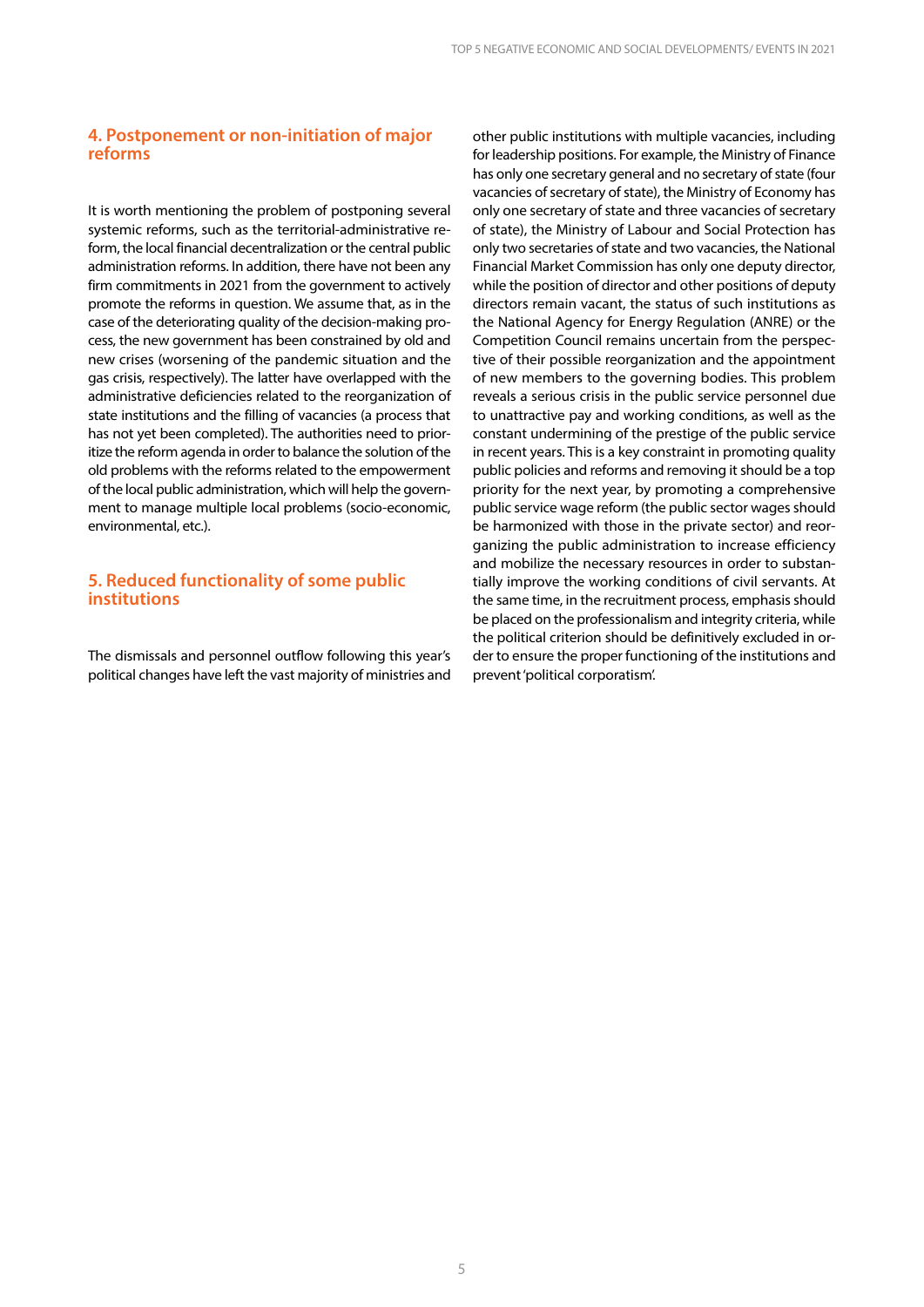## 4. Postponement or non-initiation of major reforms

It is worth mentioning the problem of postponing several systemic reforms, such as the territorial-administrative reform, the local financial decentralization or the central public administration reforms. In addition, there have not been any firm commitments in 2021 from the government to actively promote the reforms in question. We assume that, as in the case of the deteriorating quality of the decision-making process, the new government has been constrained by old and new crises (worsening of the pandemic situation and the gas crisis, respectively). The latter have overlapped with the administrative deficiencies related to the reorganization of state institutions and the filling of vacancies (a process that has not yet been completed). The authorities need to prioritize the reform agenda in order to balance the solution of the old problems with the reforms related to the empowerment of the local public administration, which will help the government to manage multiple local problems (socio-economic, environmental, etc.).

## 5. Reduced functionality of some public institutions

The dismissals and personnel outflow following this year's political changes have left the vast majority of ministries and other public institutions with multiple vacancies, including for leadership positions. For example, the Ministry of Finance has only one secretary general and no secretary of state (four vacancies of secretary of state), the Ministry of Economy has only one secretary of state and three vacancies of secretary of state), the Ministry of Labour and Social Protection has only two secretaries of state and two vacancies, the National Financial Market Commission has only one deputy director, while the position of director and other positions of deputy directors remain vacant, the status of such institutions as the National Agency for Energy Regulation (ANRE) or the Competition Council remains uncertain from the perspective of their possible reorganization and the appointment of new members to the governing bodies. This problem reveals a serious crisis in the public service personnel due to unattractive pay and working conditions, as well as the constant undermining of the prestige of the public service in recent years. This is a key constraint in promoting quality public policies and reforms and removing it should be a top priority for the next year, by promoting a comprehensive public service wage reform (the public sector wages should be harmonized with those in the private sector) and reorganizing the public administration to increase efficiency and mobilize the necessary resources in order to substantially improve the working conditions of civil servants. At the same time, in the recruitment process, emphasis should be placed on the professionalism and integrity criteria, while the political criterion should be definitively excluded in order to ensure the proper functioning of the institutions and prevent 'political corporatism'.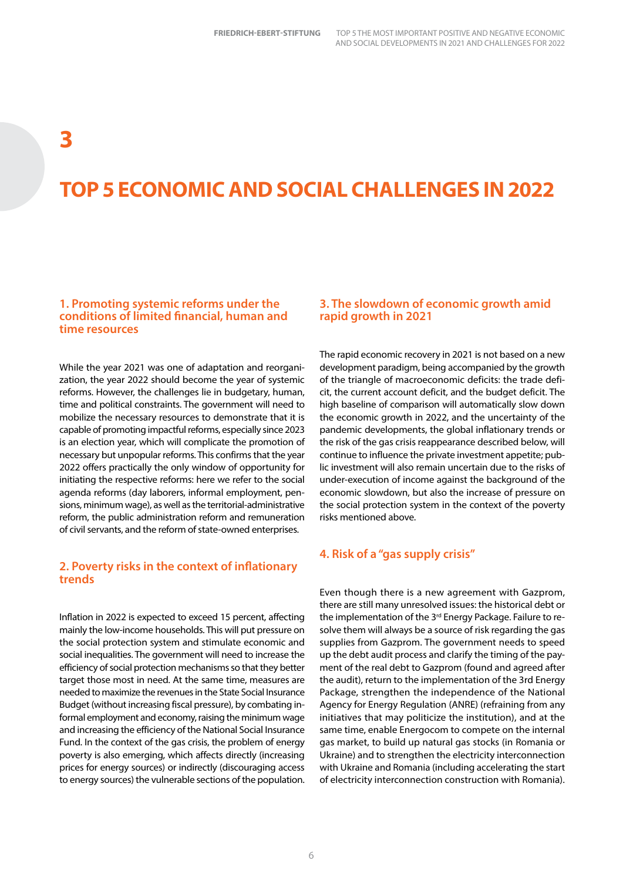# 3

# TOP 5 ECONOMIC AND SOCIAL CHALLENGES IN 2022

### 1. Promoting systemic reforms under the conditions of limited financial, human and time resources

While the year 2021 was one of adaptation and reorganization, the year 2022 should become the year of systemic reforms. However, the challenges lie in budgetary, human, time and political constraints. The government will need to mobilize the necessary resources to demonstrate that it is capable of promoting impactful reforms, especially since 2023 is an election year, which will complicate the promotion of necessary but unpopular reforms. This confirms that the year 2022 offers practically the only window of opportunity for initiating the respective reforms: here we refer to the social agenda reforms (day laborers, informal employment, pensions, minimum wage), as well as the territorial-administrative reform, the public administration reform and remuneration of civil servants, and the reform of state-owned enterprises.

### 2. Poverty risks in the context of inflationary trends

Inflation in 2022 is expected to exceed 15 percent, affecting mainly the low-income households. This will put pressure on the social protection system and stimulate economic and social inequalities. The government will need to increase the efficiency of social protection mechanisms so that they better target those most in need. At the same time, measures are needed to maximize the revenues in the State Social Insurance Budget (without increasing fiscal pressure), by combating informal employment and economy, raising the minimum wage and increasing the efficiency of the National Social Insurance Fund. In the context of the gas crisis, the problem of energy poverty is also emerging, which affects directly (increasing prices for energy sources) or indirectly (discouraging access to energy sources) the vulnerable sections of the population.

### 3. The slowdown of economic growth amid rapid growth in 2021

The rapid economic recovery in 2021 is not based on a new development paradigm, being accompanied by the growth of the triangle of macroeconomic deficits: the trade deficit, the current account deficit, and the budget deficit. The high baseline of comparison will automatically slow down the economic growth in 2022, and the uncertainty of the pandemic developments, the global inflationary trends or the risk of the gas crisis reappearance described below, will continue to influence the private investment appetite; public investment will also remain uncertain due to the risks of under-execution of income against the background of the economic slowdown, but also the increase of pressure on the social protection system in the context of the poverty risks mentioned above.

### 4. Risk of a "gas supply crisis"

Even though there is a new agreement with Gazprom, there are still many unresolved issues: the historical debt or the implementation of the 3rd Energy Package. Failure to resolve them will always be a source of risk regarding the gas supplies from Gazprom. The government needs to speed up the debt audit process and clarify the timing of the payment of the real debt to Gazprom (found and agreed after the audit), return to the implementation of the 3rd Energy Package, strengthen the independence of the National Agency for Energy Regulation (ANRE) (refraining from any initiatives that may politicize the institution), and at the same time, enable Energocom to compete on the internal gas market, to build up natural gas stocks (in Romania or Ukraine) and to strengthen the electricity interconnection with Ukraine and Romania (including accelerating the start of electricity interconnection construction with Romania).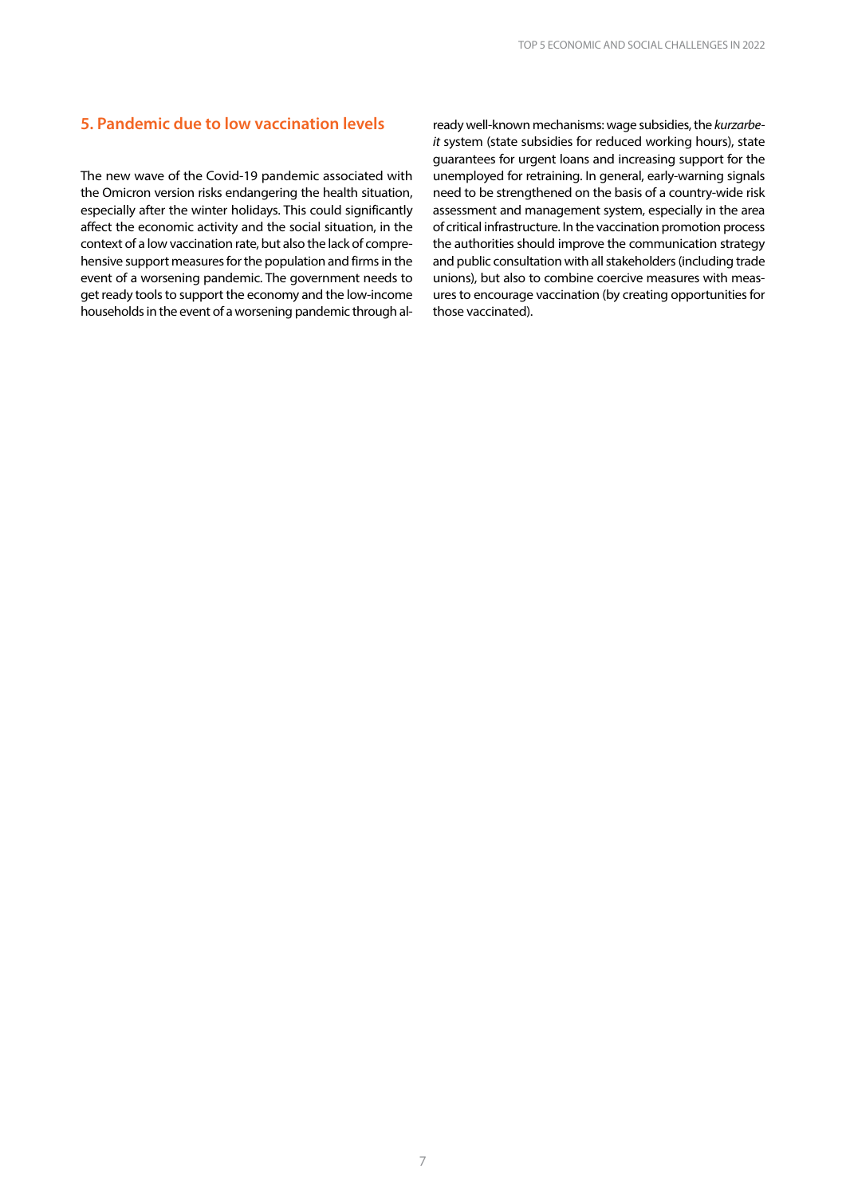## 5. Pandemic due to low vaccination levels

The new wave of the Covid-19 pandemic associated with the Omicron version risks endangering the health situation, especially after the winter holidays. This could significantly affect the economic activity and the social situation, in the context of a low vaccination rate, but also the lack of comprehensive support measures for the population and firms in the event of a worsening pandemic. The government needs to get ready tools to support the economy and the low-income households in the event of a worsening pandemic through already well-known mechanisms: wage subsidies, the *kurzarbeit* system (state subsidies for reduced working hours), state guarantees for urgent loans and increasing support for the unemployed for retraining. In general, early-warning signals need to be strengthened on the basis of a country-wide risk assessment and management system, especially in the area of critical infrastructure. In the vaccination promotion process the authorities should improve the communication strategy and public consultation with all stakeholders (including trade unions), but also to combine coercive measures with measures to encourage vaccination (by creating opportunities for those vaccinated).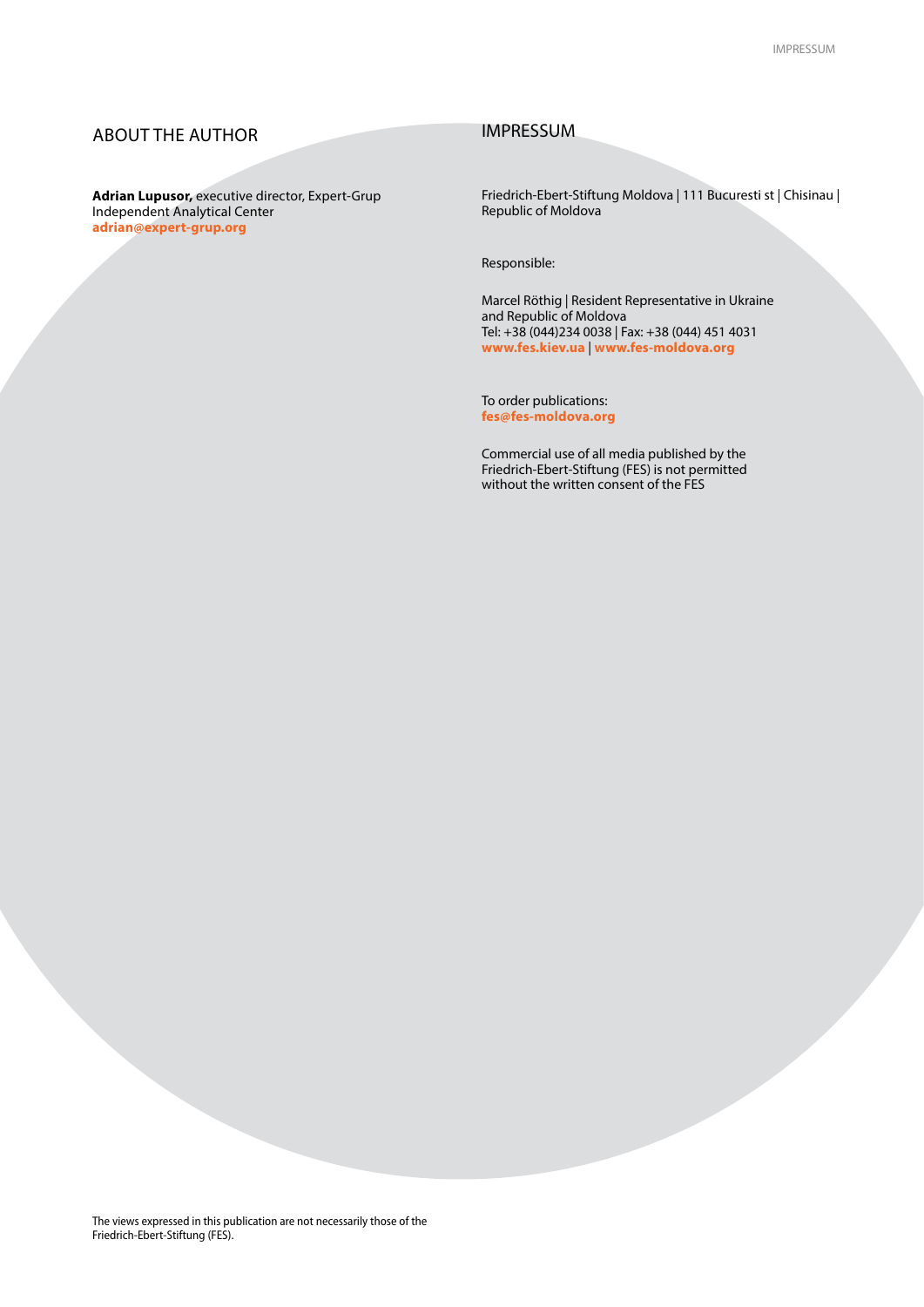## ABOUT THE AUTHOR

**Adrian Lupusor,** executive director, Expert-Grup Independent Analytical Center
**adrian@expert-grup.org**

## IMPRESSUM

Friedrich-Ebert-Stiftung Moldova | 111 Bucuresti st | Chisinau | Republic of Moldova

Responsible:

Marcel Röthig | Resident Representative in Ukraine and Republic of Moldova
Tel: +38 (044)234 0038 | Fax: +38 (044) 451 4031
**www.fes.kiev.ua** | **www.fes-moldova.org**

To order publications:
**fes@fes-moldova.org**

Commercial use of all media published by the Friedrich-Ebert-Stiftung (FES) is not permitted without the written consent of the FES

The views expressed in this publication are not necessarily those of the Friedrich-Ebert-Stiftung (FES).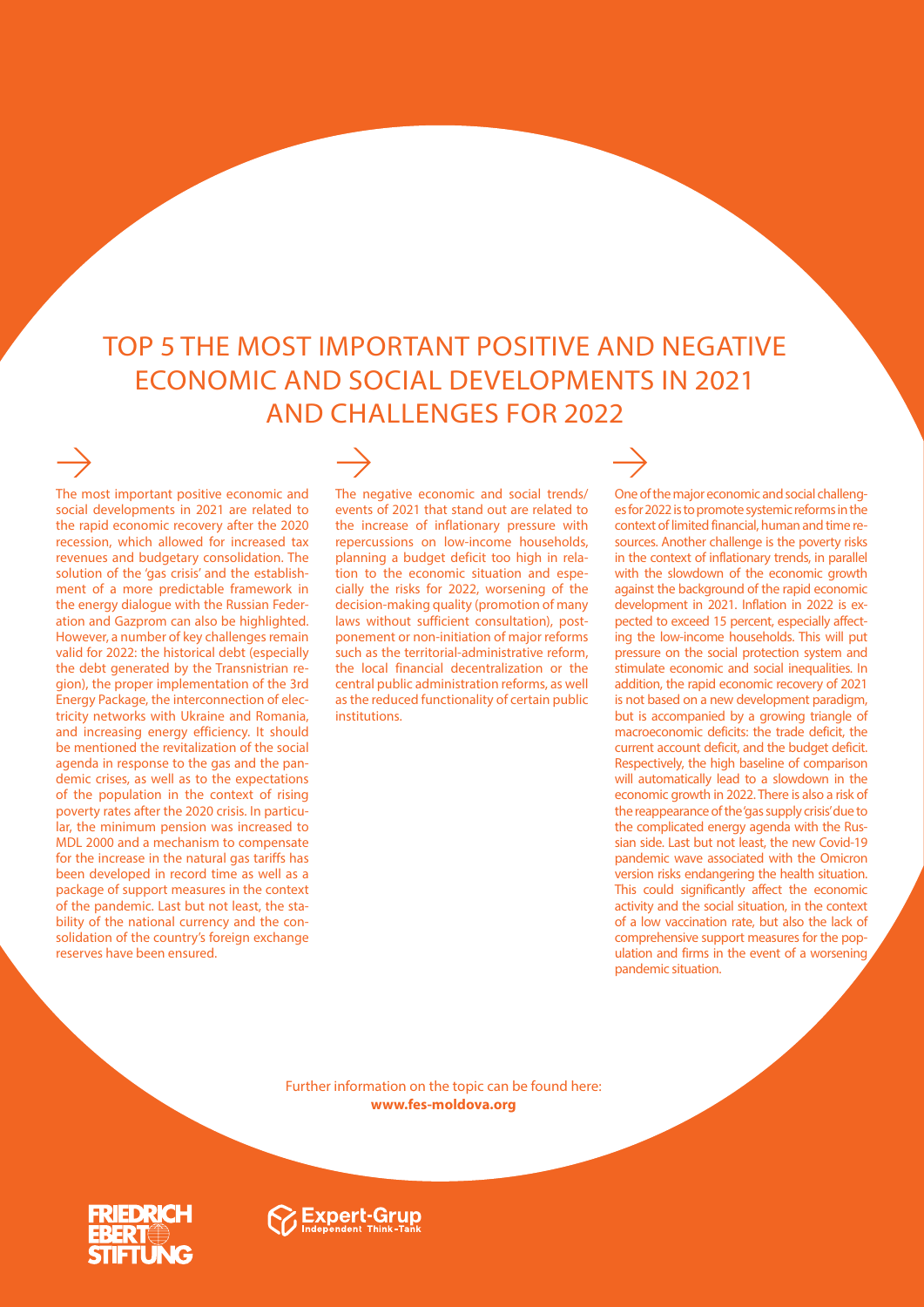# TOP 5 THE MOST IMPORTANT POSITIVE AND NEGATIVE ECONOMIC AND SOCIAL DEVELOPMENTS IN 2021 AND CHALLENGES FOR 2022

→

The most important positive economic and social developments in 2021 are related to the rapid economic recovery after the 2020 recession, which allowed for increased tax revenues and budgetary consolidation. The solution of the 'gas crisis' and the establishment of a more predictable framework in the energy dialogue with the Russian Federation and Gazprom can also be highlighted. However, a number of key challenges remain valid for 2022: the historical debt (especially the debt generated by the Transnistrian region), the proper implementation of the 3rd Energy Package, the interconnection of electricity networks with Ukraine and Romania, and increasing energy efficiency. It should be mentioned the revitalization of the social agenda in response to the gas and the pandemic crises, as well as to the expectations of the population in the context of rising poverty rates after the 2020 crisis. In particular, the minimum pension was increased to MDL 2000 and a mechanism to compensate for the increase in the natural gas tariffs has been developed in record time as well as a package of support measures in the context of the pandemic. Last but not least, the stability of the national currency and the consolidation of the country's foreign exchange reserves have been ensured.

→

The negative economic and social trends/events of 2021 that stand out are related to the increase of inflationary pressure with repercussions on low-income households, planning a budget deficit too high in relation to the economic situation and especially the risks for 2022, worsening of the decision-making quality (promotion of many laws without sufficient consultation), postponement or non-initiation of major reforms such as the territorial-administrative reform, the local financial decentralization or the central public administration reforms, as well as the reduced functionality of certain public institutions.

→

One of the major economic and social challenges for 2022 is to promote systemic reforms in the context of limited financial, human and time resources. Another challenge is the poverty risks in the context of inflationary trends, in parallel with the slowdown of the economic growth against the background of the rapid economic development in 2021. Inflation in 2022 is expected to exceed 15 percent, especially affecting the low-income households. This will put pressure on the social protection system and stimulate economic and social inequalities. In addition, the rapid economic recovery of 2021 is not based on a new development paradigm, but is accompanied by a growing triangle of macroeconomic deficits: the trade deficit, the current account deficit, and the budget deficit. Respectively, the high baseline of comparison will automatically lead to a slowdown in the economic growth in 2022. There is also a risk of the reappearance of the 'gas supply crisis' due to the complicated energy agenda with the Russian side. Last but not least, the new Covid-19 pandemic wave associated with the Omicron version risks endangering the health situation. This could significantly affect the economic activity and the social situation, in the context of a low vaccination rate, but also the lack of comprehensive support measures for the population and firms in the event of a worsening pandemic situation.

Further information on the topic can be found here:
**www.fes-moldova.org**

FRIEDRICH EBERT STIFTUNG

Expert-Grup
Independent Think-Tank